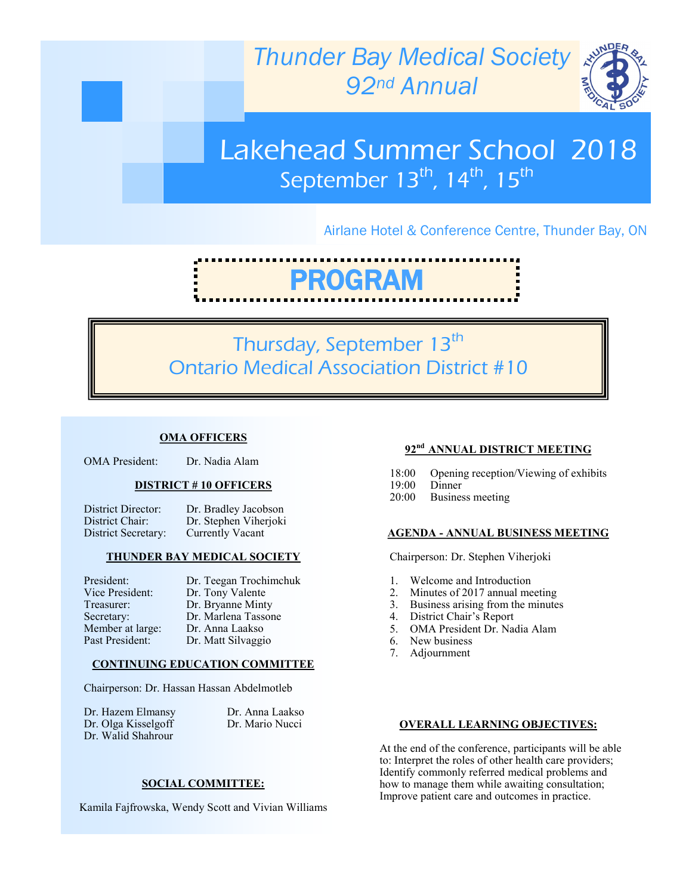# Thunder Bay Medical Society 92nd Annual

# Lakehead Summer School 2018

## September 13th, 14th, 15th

Airlane Hotel & Conference Centre, Thunder Bay, ON

# PROGRAM

## Thursday, September 13th
## Ontario Medical Association District #10

**OMA OFFICERS**

OMA President: Dr. Nadia Alam

**DISTRICT # 10 OFFICERS**

District Director: Dr. Bradley Jacobson
District Chair: Dr. Stephen Viherjoki
District Secretary: Currently Vacant

**THUNDER BAY MEDICAL SOCIETY**

President: Dr. Teegan Trochimchuk
Vice President: Dr. Tony Valente
Treasurer: Dr. Bryanne Minty
Secretary: Dr. Marlena Tassone
Member at large: Dr. Anna Laakso
Past President: Dr. Matt Silvaggio

**CONTINUING EDUCATION COMMITTEE**

Chairperson: Dr. Hassan Hassan Abdelmotleb

Dr. Hazem Elmansy
Dr. Olga Kisselgoff
Dr. Walid Shahrour
Dr. Anna Laakso
Dr. Mario Nucci

**SOCIAL COMMITTEE:**

Kamila Fajfrowska, Wendy Scott and Vivian Williams

**92nd ANNUAL DISTRICT MEETING**

18:00 Opening reception/Viewing of exhibits
19:00 Dinner
20:00 Business meeting

**AGENDA - ANNUAL BUSINESS MEETING**

Chairperson: Dr. Stephen Viherjoki

1. Welcome and Introduction
2. Minutes of 2017 annual meeting
3. Business arising from the minutes
4. District Chair's Report
5. OMA President Dr. Nadia Alam
6. New business
7. Adjournment

**OVERALL LEARNING OBJECTIVES:**

At the end of the conference, participants will be able to: Interpret the roles of other health care providers; Identify commonly referred medical problems and how to manage them while awaiting consultation; Improve patient care and outcomes in practice.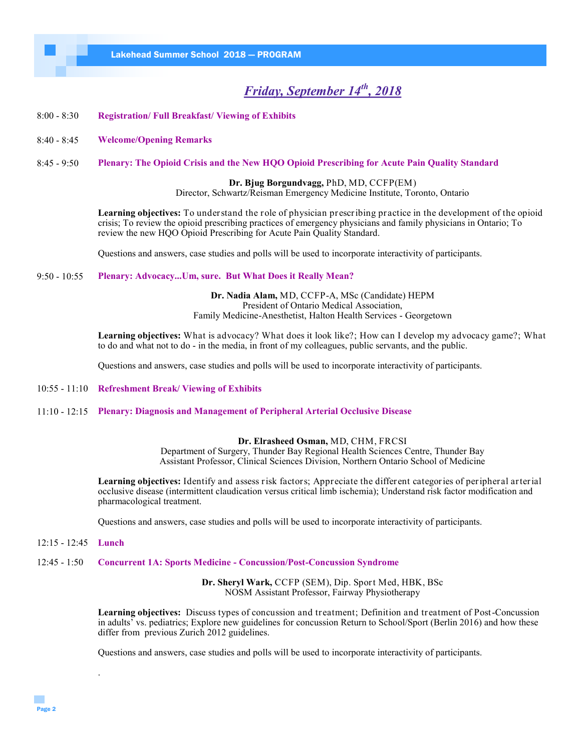## *Friday, September 14th, 2018*

8:00 - 8:30 **Registration/ Full Breakfast/ Viewing of Exhibits**

8:40 - 8:45 **Welcome/Opening Remarks**

8:45 - 9:50 **Plenary: The Opioid Crisis and the New HQO Opioid Prescribing for Acute Pain Quality Standard**

**Dr. Bjug Borgundvagg,** PhD, MD, CCFP(EM)
Director, Schwartz/Reisman Emergency Medicine Institute, Toronto, Ontario

**Learning objectives:** To understand the role of physician prescribing practice in the development of the opioid crisis; To review the opioid prescribing practices of emergency physicians and family physicians in Ontario; To review the new HQO Opioid Prescribing for Acute Pain Quality Standard.

Questions and answers, case studies and polls will be used to incorporate interactivity of participants.

9:50 - 10:55 **Plenary: Advocacy...Um, sure. But What Does it Really Mean?**

**Dr. Nadia Alam,** MD, CCFP-A, MSc (Candidate) HEPM
President of Ontario Medical Association,
Family Medicine-Anesthetist, Halton Health Services - Georgetown

**Learning objectives:** What is advocacy? What does it look like?; How can I develop my advocacy game?; What to do and what not to do - in the media, in front of my colleagues, public servants, and the public.

Questions and answers, case studies and polls will be used to incorporate interactivity of participants.

10:55 - 11:10 **Refreshment Break/ Viewing of Exhibits**

11:10 - 12:15 **Plenary: Diagnosis and Management of Peripheral Arterial Occlusive Disease**

**Dr. Elrasheed Osman,** MD, CHM, FRCSI
Department of Surgery, Thunder Bay Regional Health Sciences Centre, Thunder Bay
Assistant Professor, Clinical Sciences Division, Northern Ontario School of Medicine

**Learning objectives:** Identify and assess risk factors; Appreciate the different categories of peripheral arterial occlusive disease (intermittent claudication versus critical limb ischemia); Understand risk factor modification and pharmacological treatment.

Questions and answers, case studies and polls will be used to incorporate interactivity of participants.

12:15 - 12:45 **Lunch**

12:45 - 1:50 **Concurrent 1A: Sports Medicine - Concussion/Post-Concussion Syndrome**

**Dr. Sheryl Wark,** CCFP (SEM), Dip. Sport Med, HBK, BSc
NOSM Assistant Professor, Fairway Physiotherapy

**Learning objectives:** Discuss types of concussion and treatment; Definition and treatment of Post-Concussion in adults' vs. pediatrics; Explore new guidelines for concussion Return to School/Sport (Berlin 2016) and how these differ from previous Zurich 2012 guidelines.

Questions and answers, case studies and polls will be used to incorporate interactivity of participants.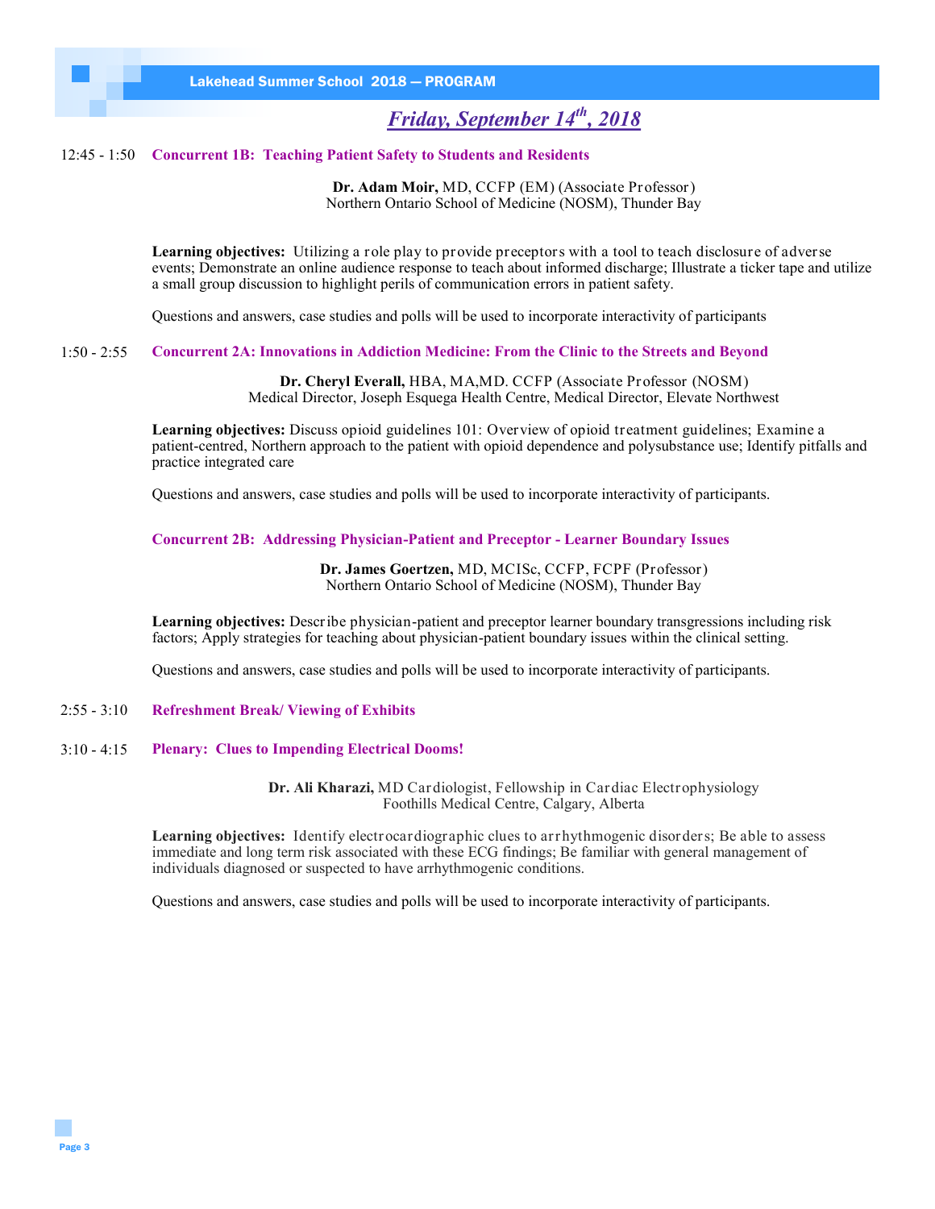## *Friday, September 14th, 2018*

12:45 - 1:50 **Concurrent 1B: Teaching Patient Safety to Students and Residents**

**Dr. Adam Moir,** MD, CCFP (EM) (Associate Professor)
Northern Ontario School of Medicine (NOSM), Thunder Bay

**Learning objectives:** Utilizing a role play to provide preceptors with a tool to teach disclosure of adverse events; Demonstrate an online audience response to teach about informed discharge; Illustrate a ticker tape and utilize a small group discussion to highlight perils of communication errors in patient safety.

Questions and answers, case studies and polls will be used to incorporate interactivity of participants

1:50 - 2:55 **Concurrent 2A: Innovations in Addiction Medicine: From the Clinic to the Streets and Beyond**

**Dr. Cheryl Everall,** HBA, MA,MD. CCFP (Associate Professor (NOSM)
Medical Director, Joseph Esquega Health Centre, Medical Director, Elevate Northwest

**Learning objectives:** Discuss opioid guidelines 101: Overview of opioid treatment guidelines; Examine a patient-centred, Northern approach to the patient with opioid dependence and polysubstance use; Identify pitfalls and practice integrated care

Questions and answers, case studies and polls will be used to incorporate interactivity of participants.

**Concurrent 2B: Addressing Physician-Patient and Preceptor - Learner Boundary Issues**

**Dr. James Goertzen,** MD, MCISc, CCFP, FCPF (Professor)
Northern Ontario School of Medicine (NOSM), Thunder Bay

**Learning objectives:** Describe physician-patient and preceptor learner boundary transgressions including risk factors; Apply strategies for teaching about physician-patient boundary issues within the clinical setting.

Questions and answers, case studies and polls will be used to incorporate interactivity of participants.

2:55 - 3:10 **Refreshment Break/ Viewing of Exhibits**

3:10 - 4:15 **Plenary: Clues to Impending Electrical Dooms!**

**Dr. Ali Kharazi,** MD Cardiologist, Fellowship in Cardiac Electrophysiology
Foothills Medical Centre, Calgary, Alberta

**Learning objectives:** Identify electrocardiographic clues to arrhythmogenic disorders; Be able to assess immediate and long term risk associated with these ECG findings; Be familiar with general management of individuals diagnosed or suspected to have arrhythmogenic conditions.

Questions and answers, case studies and polls will be used to incorporate interactivity of participants.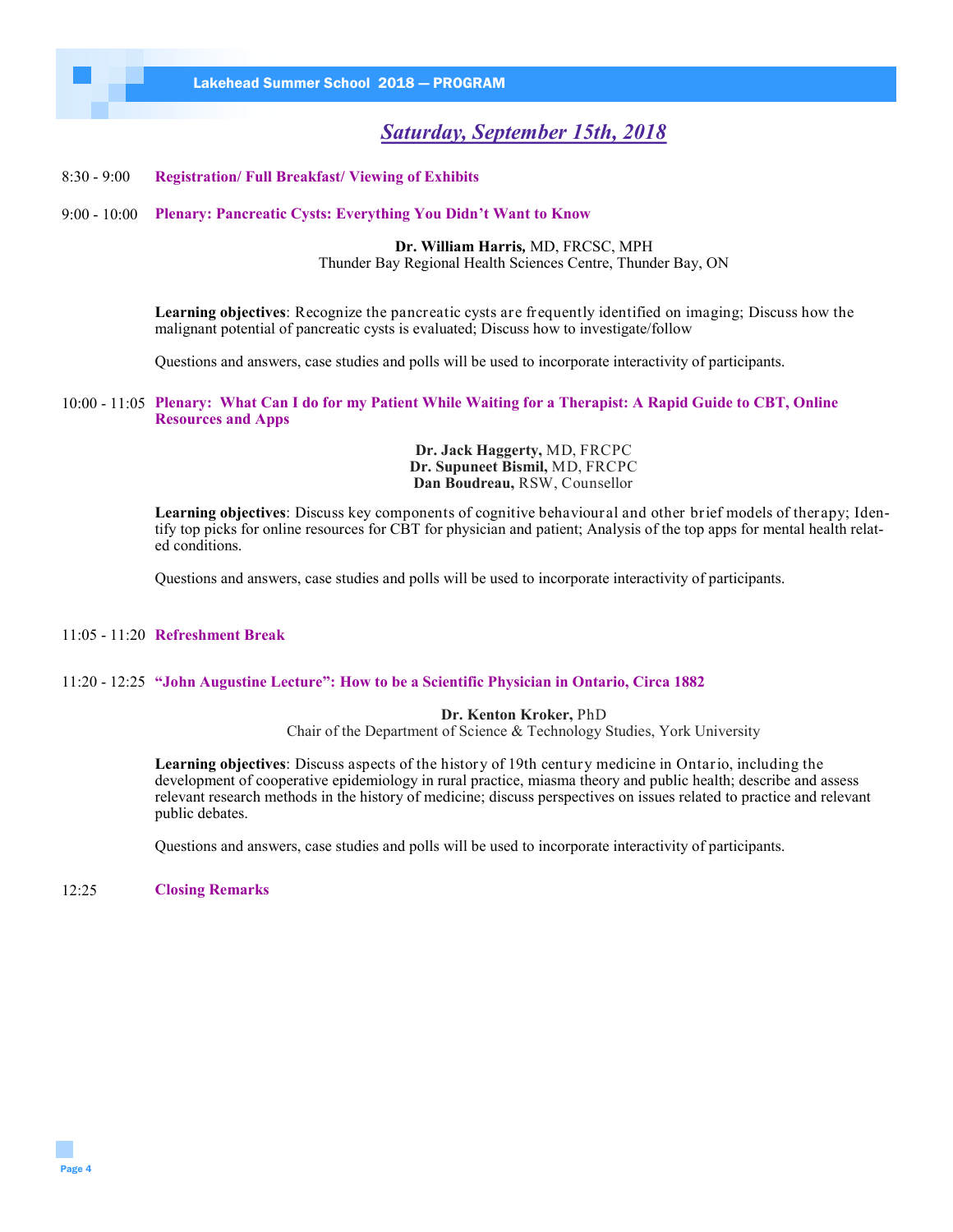## *Saturday, September 15th, 2018*

8:30 - 9:00 **Registration/ Full Breakfast/ Viewing of Exhibits**

9:00 - 10:00 **Plenary: Pancreatic Cysts: Everything You Didn't Want to Know**

**Dr. William Harris,** MD, FRCSC, MPH
Thunder Bay Regional Health Sciences Centre, Thunder Bay, ON

**Learning objectives**: Recognize the pancreatic cysts are frequently identified on imaging; Discuss how the malignant potential of pancreatic cysts is evaluated; Discuss how to investigate/follow

Questions and answers, case studies and polls will be used to incorporate interactivity of participants.

10:00 - 11:05 **Plenary: What Can I do for my Patient While Waiting for a Therapist: A Rapid Guide to CBT, Online Resources and Apps**

**Dr. Jack Haggerty,** MD, FRCPC
**Dr. Supuneet Bismil,** MD, FRCPC
**Dan Boudreau,** RSW, Counsellor

**Learning objectives**: Discuss key components of cognitive behavioural and other brief models of therapy; Identify top picks for online resources for CBT for physician and patient; Analysis of the top apps for mental health related conditions.

Questions and answers, case studies and polls will be used to incorporate interactivity of participants.

11:05 - 11:20 **Refreshment Break**

11:20 - 12:25 **"John Augustine Lecture": How to be a Scientific Physician in Ontario, Circa 1882**

**Dr. Kenton Kroker,** PhD
Chair of the Department of Science & Technology Studies, York University

**Learning objectives**: Discuss aspects of the history of 19th century medicine in Ontario, including the development of cooperative epidemiology in rural practice, miasma theory and public health; describe and assess relevant research methods in the history of medicine; discuss perspectives on issues related to practice and relevant public debates.

Questions and answers, case studies and polls will be used to incorporate interactivity of participants.

12:25 **Closing Remarks**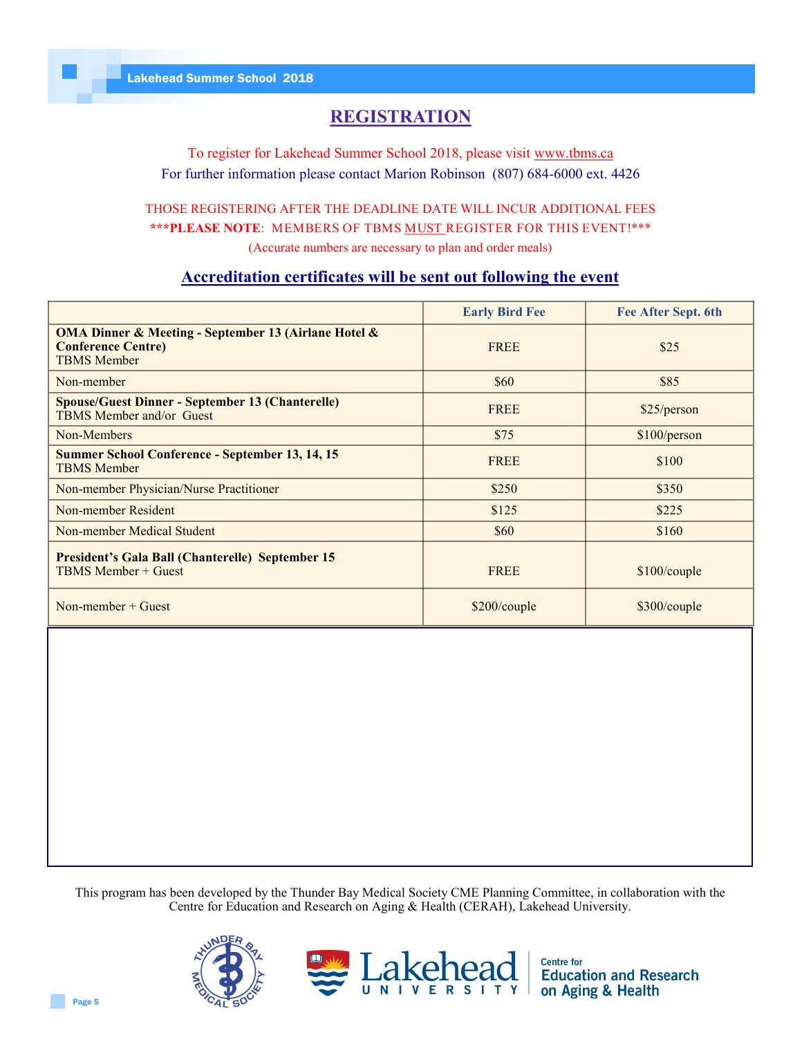# REGISTRATION

To register for Lakehead Summer School 2018, please visit www.tbms.ca

For further information please contact Marion Robinson (807) 684-6000 ext. 4426

THOSE REGISTERING AFTER THE DEADLINE DATE WILL INCUR ADDITIONAL FEES

***PLEASE NOTE: MEMBERS OF TBMS MUST REGISTER FOR THIS EVENT!***

(Accurate numbers are necessary to plan and order meals)

## Accreditation certificates will be sent out following the event

| | Early Bird Fee | Fee After Sept. 6th |
|---|---|---|
| **OMA Dinner & Meeting - September 13 (Airlane Hotel & Conference Centre)** TBMS Member | FREE | $25 |
| Non-member | $60 | $85 |
| **Spouse/Guest Dinner - September 13 (Chanterelle)** TBMS Member and/or Guest | FREE | $25/person |
| Non-Members | $75 | $100/person |
| **Summer School Conference - September 13, 14, 15** TBMS Member | FREE | $100 |
| Non-member Physician/Nurse Practitioner | $250 | $350 |
| Non-member Resident | $125 | $225 |
| Non-member Medical Student | $60 | $160 |
| **President's Gala Ball (Chanterelle) September 15** TBMS Member + Guest | FREE | $100/couple |
| Non-member + Guest | $200/couple | $300/couple |

This program has been developed by the Thunder Bay Medical Society CME Planning Committee, in collaboration with the Centre for Education and Research on Aging & Health (CERAH), Lakehead University.